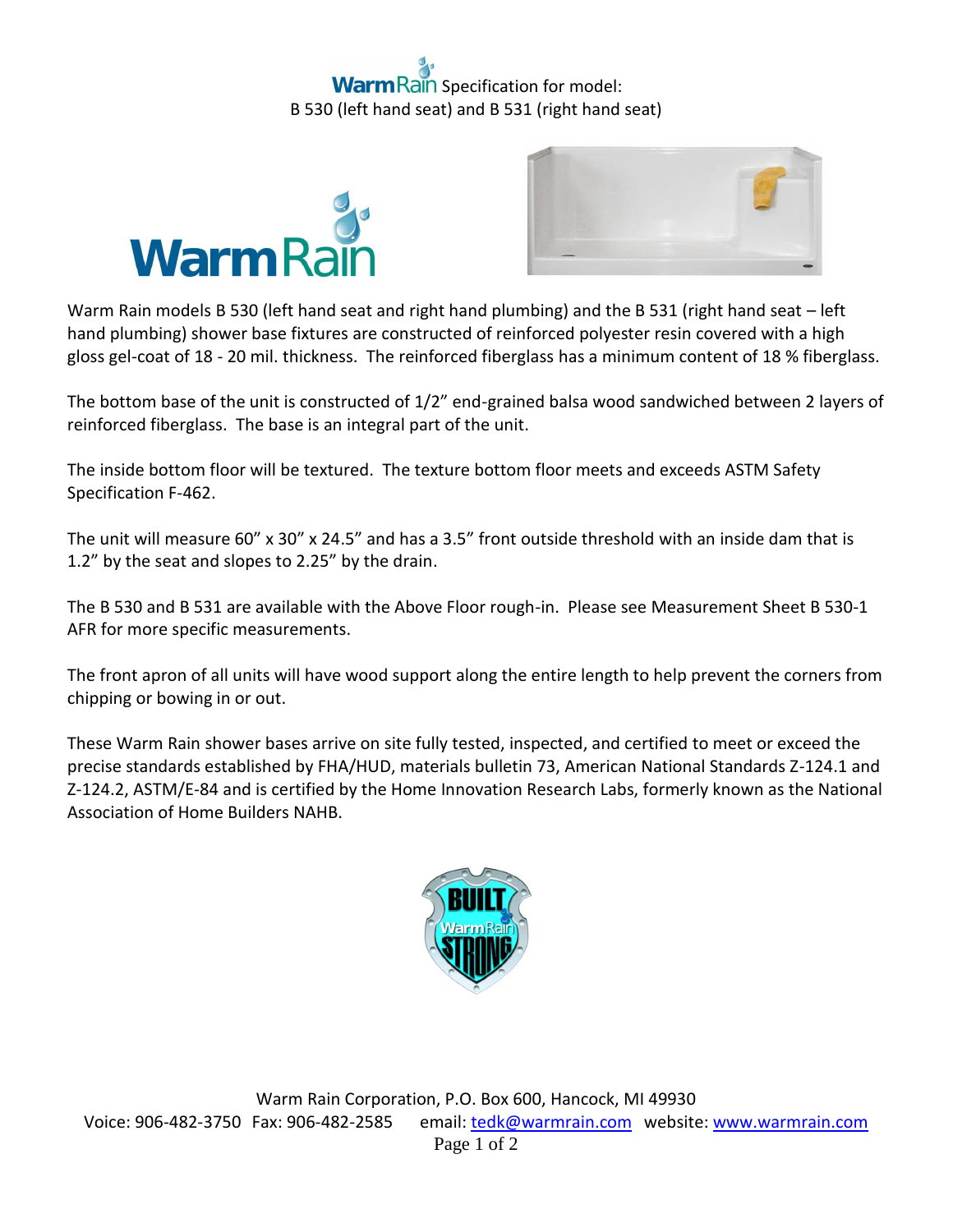# WarmRain Specification for model: B 530 (left hand seat) and B 531 (right hand seat)

Warm Rain models B 530 (left hand seat and right hand plumbing) and the B 531 (right hand seat – left hand plumbing) shower base fixtures are constructed of reinforced polyester resin covered with a high gloss gel-coat of 18 - 20 mil. thickness. The reinforced fiberglass has a minimum content of 18 % fiberglass.

The bottom base of the unit is constructed of 1/2" end-grained balsa wood sandwiched between 2 layers of reinforced fiberglass. The base is an integral part of the unit.

The inside bottom floor will be textured. The texture bottom floor meets and exceeds ASTM Safety Specification F-462.

The unit will measure 60" x 30" x 24.5" and has a 3.5" front outside threshold with an inside dam that is 1.2" by the seat and slopes to 2.25" by the drain.

The B 530 and B 531 are available with the Above Floor rough-in. Please see Measurement Sheet B 530-1 AFR for more specific measurements.

The front apron of all units will have wood support along the entire length to help prevent the corners from chipping or bowing in or out.

These Warm Rain shower bases arrive on site fully tested, inspected, and certified to meet or exceed the precise standards established by FHA/HUD, materials bulletin 73, American National Standards Z-124.1 and Z-124.2, ASTM/E-84 and is certified by the Home Innovation Research Labs, formerly known as the National Association of Home Builders NAHB.

Warm Rain Corporation, P.O. Box 600, Hancock, MI 49930
Voice: 906-482-3750 Fax: 906-482-2585 email: tedk@warmrain.com website: www.warmrain.com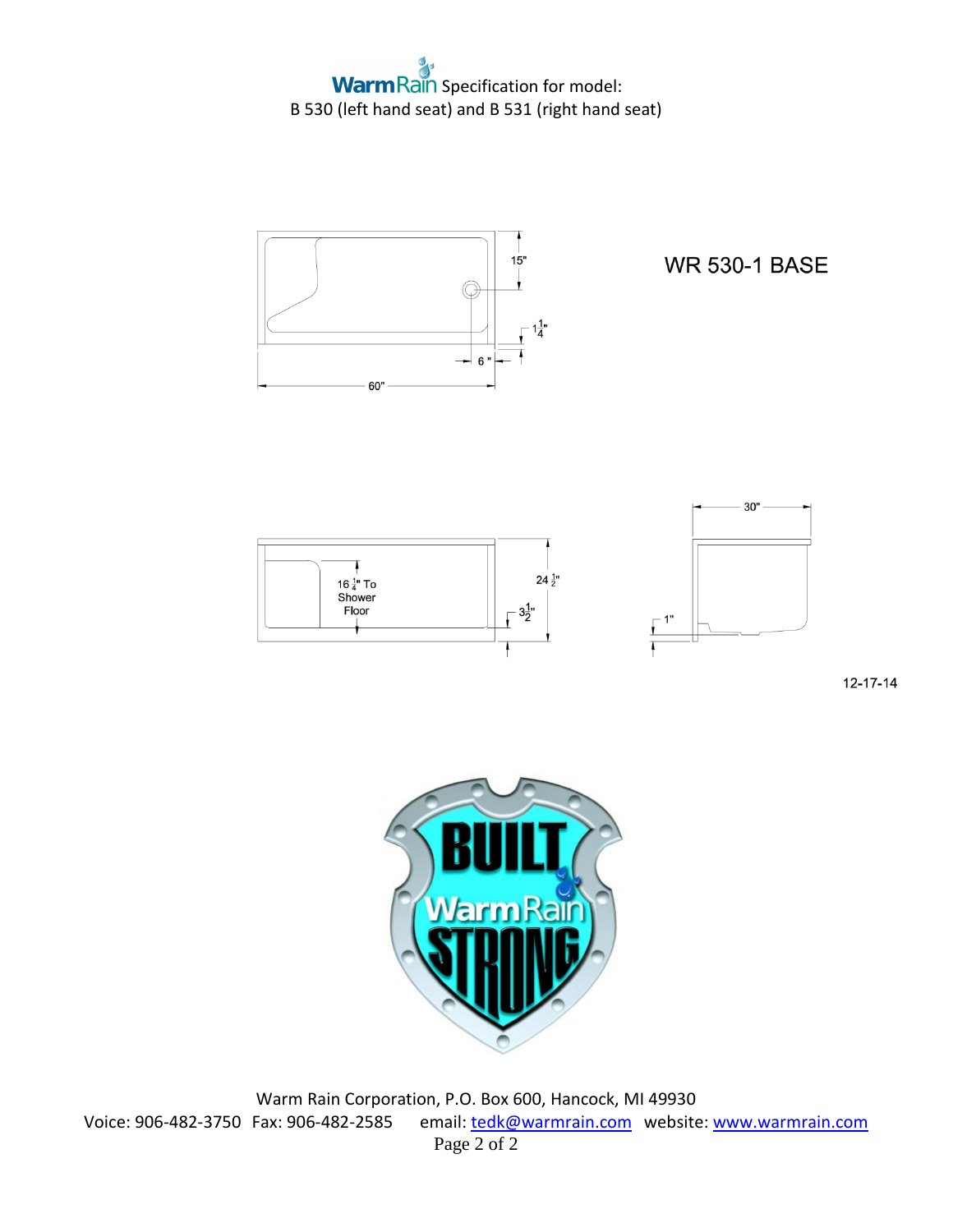**WarmRain** Specification for model:
B 530 (left hand seat) and B 531 (right hand seat)

WR 530-1 BASE

15"

$1\frac{1}{4}$"

6 "

60"

30"

$16\frac{1}{4}$" To Shower Floor

$24\frac{1}{2}$"

$3\frac{1}{2}$"

1"

12-17-14

BUILT WarmRain STRONG

Warm Rain Corporation, P.O. Box 600, Hancock, MI 49930
Voice: 906-482-3750 Fax: 906-482-2585 email: tedk@warmrain.com website: www.warmrain.com